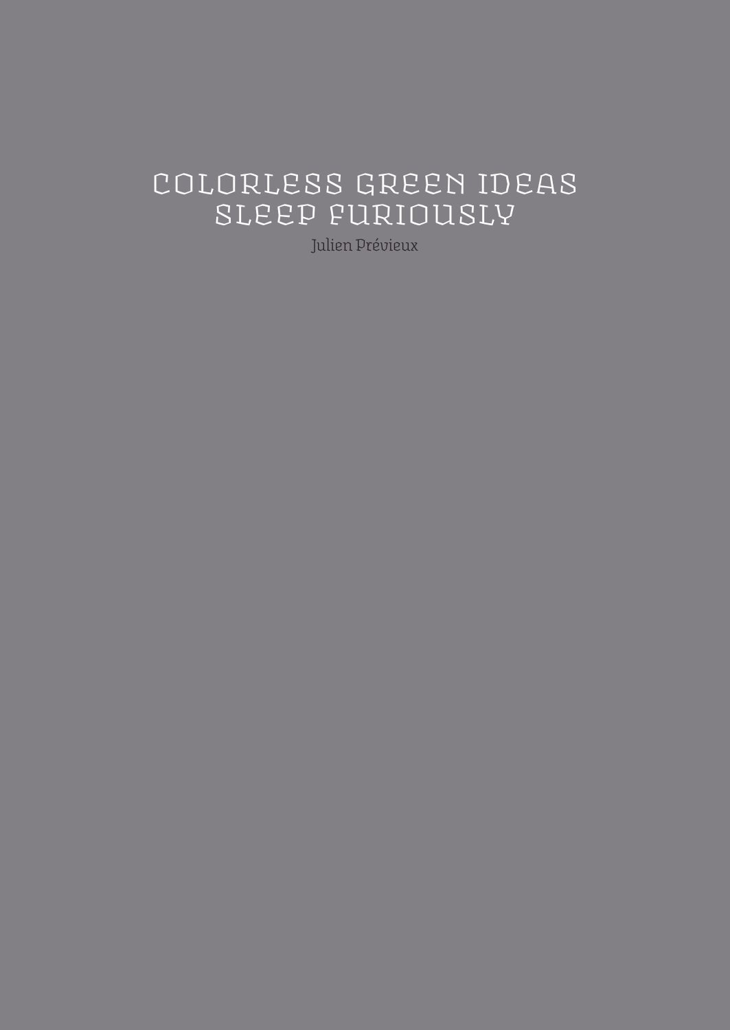# COLORLESS GREEN IDEAS SLEEP FURIOUSLY

Julien Prévieux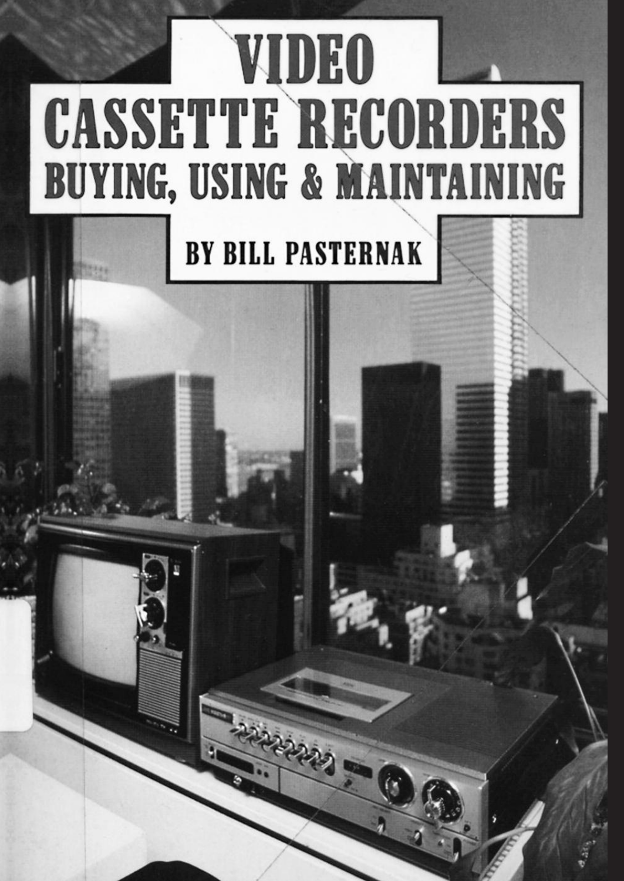# VIDEO CASSETTE RECORDERS
## BUYING, USING & MAINTAINING

BY BILL PASTERNAK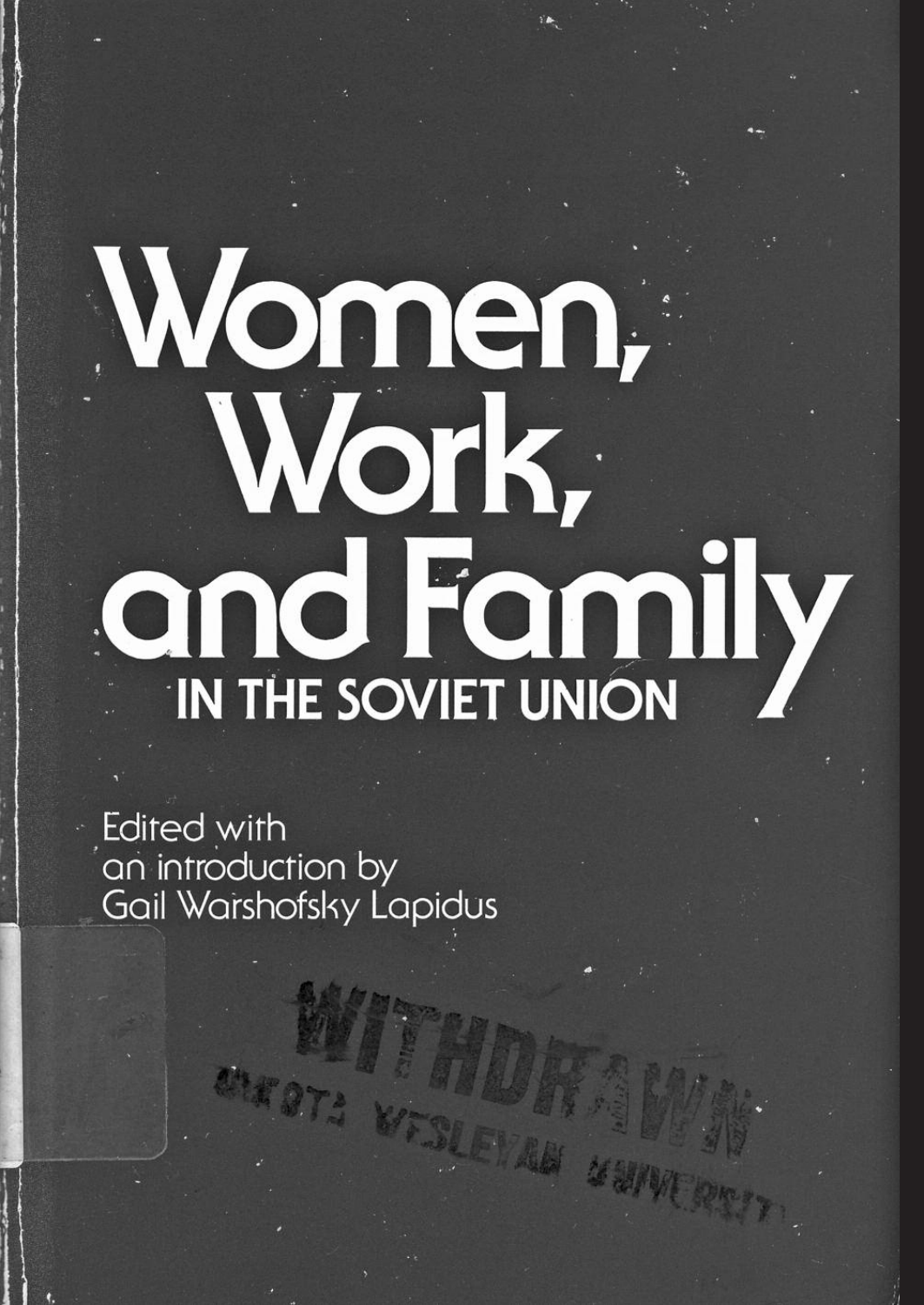# Women, Work, and Family

## IN THE SOVIET UNION

Edited with an introduction by Gail Warshofsky Lapidus

WITHDRAWN
DAKOTA WESLEYAN UNIVERSITY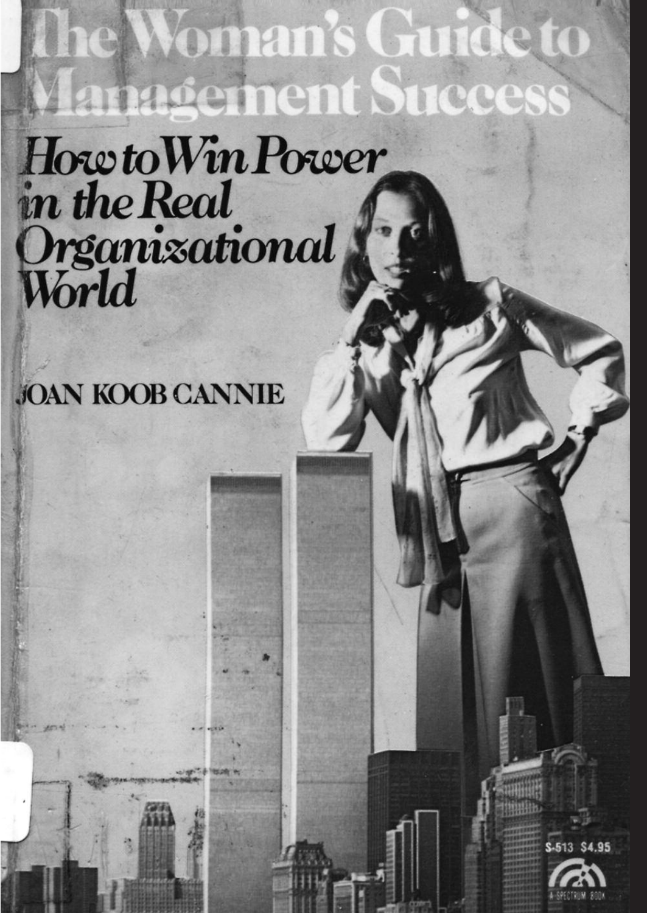# The Woman's Guide to Management Success

## *How to Win Power in the Real Organizational World*

JOAN KOOB CANNIE

S-513 $4.95

A SPECTRUM BOOK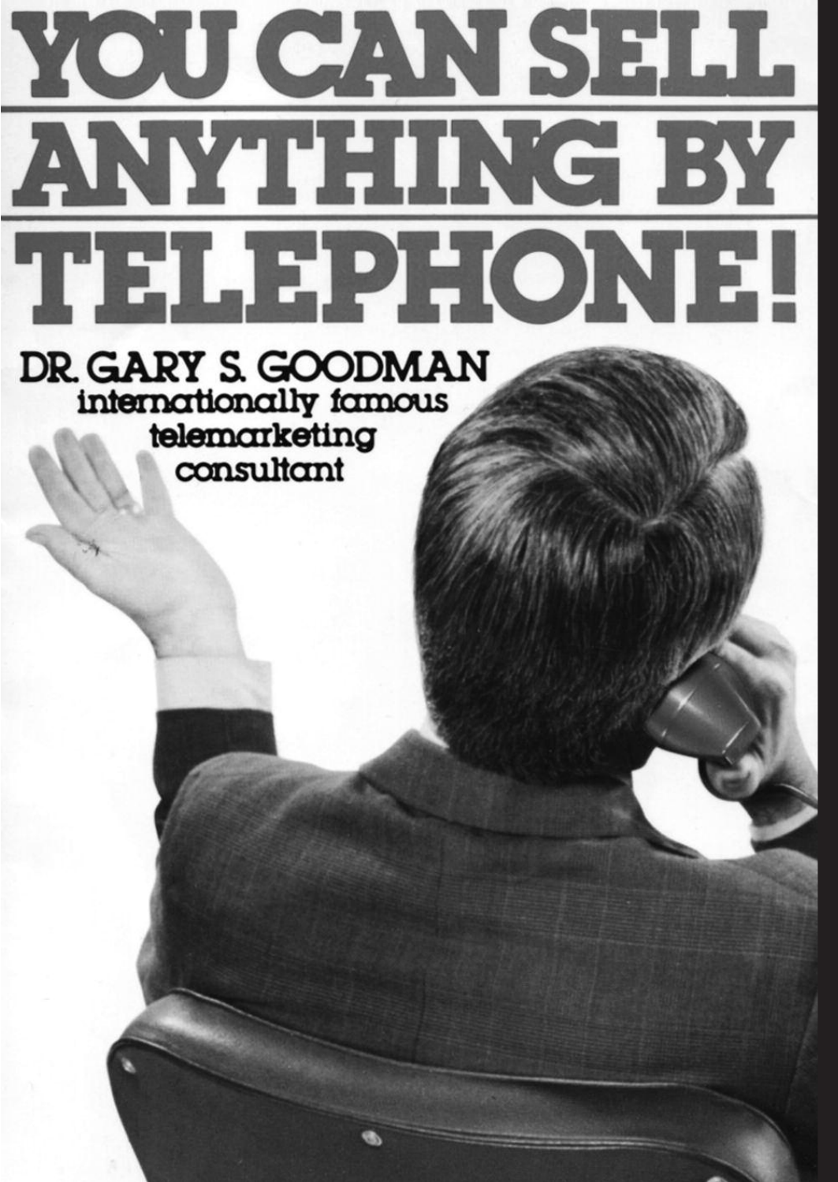# YOU CAN SELL ANYTHING BY TELEPHONE!

**DR. GARY S. GOODMAN**

internationally famous telemarketing consultant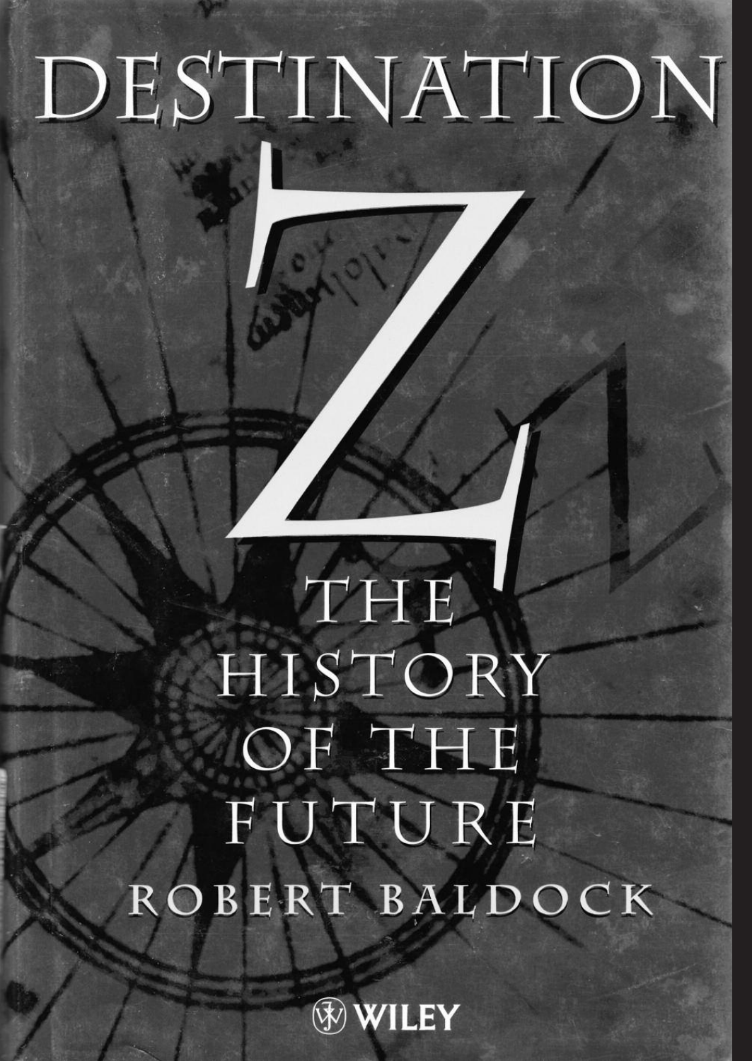# DESTINATION

# Z

## THE HISTORY OF THE FUTURE

### ROBERT BALDOCK

WILEY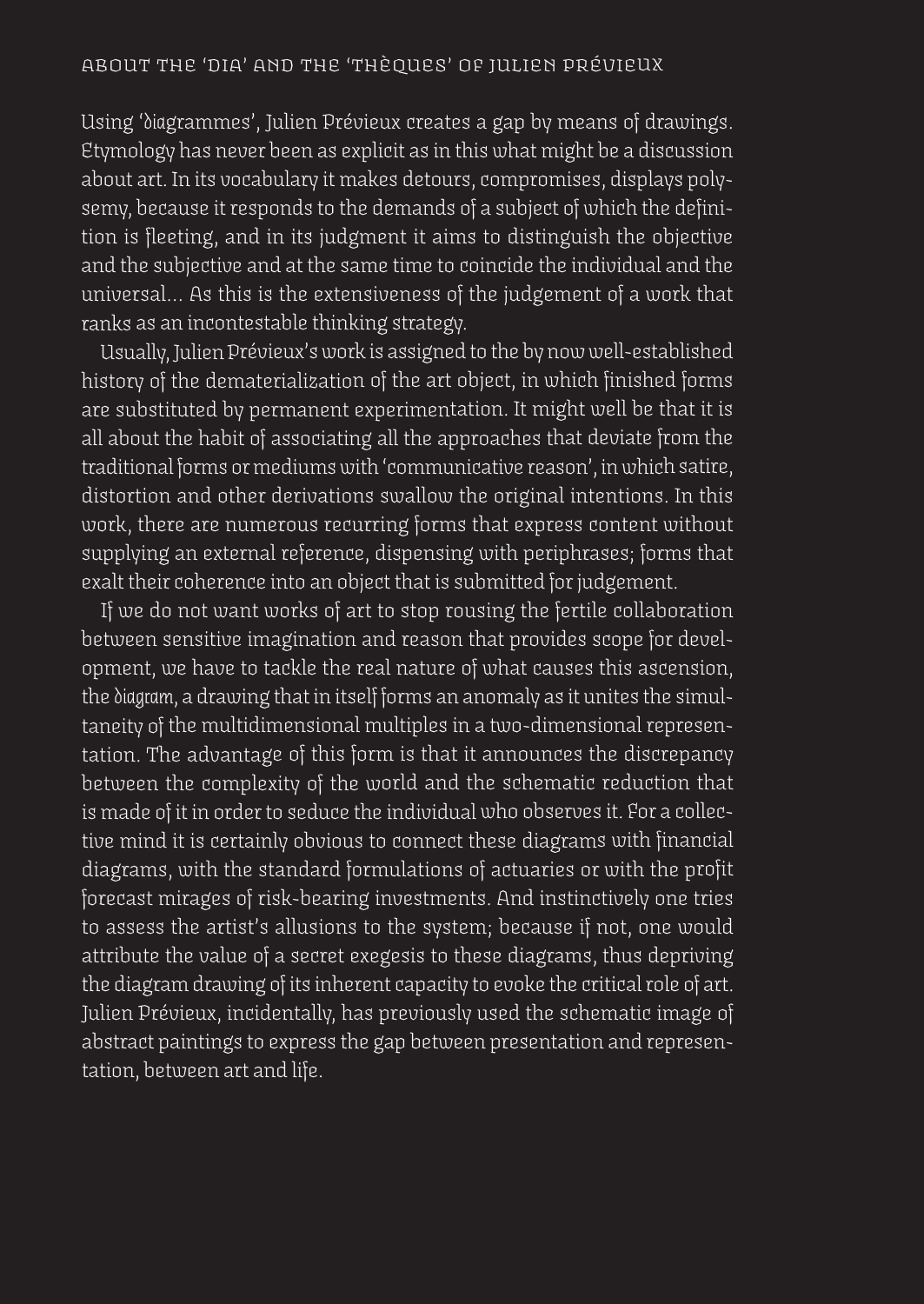# ABOUT THE 'DIA' AND THE 'THÈQUES' OF JULIEN PRÉVIEUX

Using 'diagrammes', Julien Prévieux creates a gap by means of drawings. Etymology has never been as explicit as in this what might be a discussion about art. In its vocabulary it makes detours, compromises, displays polysemy, because it responds to the demands of a subject of which the definition is fleeting, and in its judgment it aims to distinguish the objective and the subjective and at the same time to coincide the individual and the universal... As this is the extensiveness of the judgement of a work that ranks as an incontestable thinking strategy.

Usually, Julien Prévieux's work is assigned to the by now well-established history of the dematerialization of the art object, in which finished forms are substituted by permanent experimentation. It might well be that it is all about the habit of associating all the approaches that deviate from the traditional forms or mediums with 'communicative reason', in which satire, distortion and other derivations swallow the original intentions. In this work, there are numerous recurring forms that express content without supplying an external reference, dispensing with periphrases; forms that exalt their coherence into an object that is submitted for judgement.

If we do not want works of art to stop rousing the fertile collaboration between sensitive imagination and reason that provides scope for development, we have to tackle the real nature of what causes this ascension, the *diagram*, a drawing that in itself forms an anomaly as it unites the simultaneity of the multidimensional multiples in a two-dimensional representation. The advantage of this form is that it announces the discrepancy between the complexity of the world and the schematic reduction that is made of it in order to seduce the individual who observes it. For a collective mind it is certainly obvious to connect these diagrams with financial diagrams, with the standard formulations of actuaries or with the profit forecast mirages of risk-bearing investments. And instinctively one tries to assess the artist's allusions to the system; because if not, one would attribute the value of a secret exegesis to these diagrams, thus depriving the diagram drawing of its inherent capacity to evoke the critical role of art. Julien Prévieux, incidentally, has previously used the schematic image of abstract paintings to express the gap between presentation and representation, between art and life.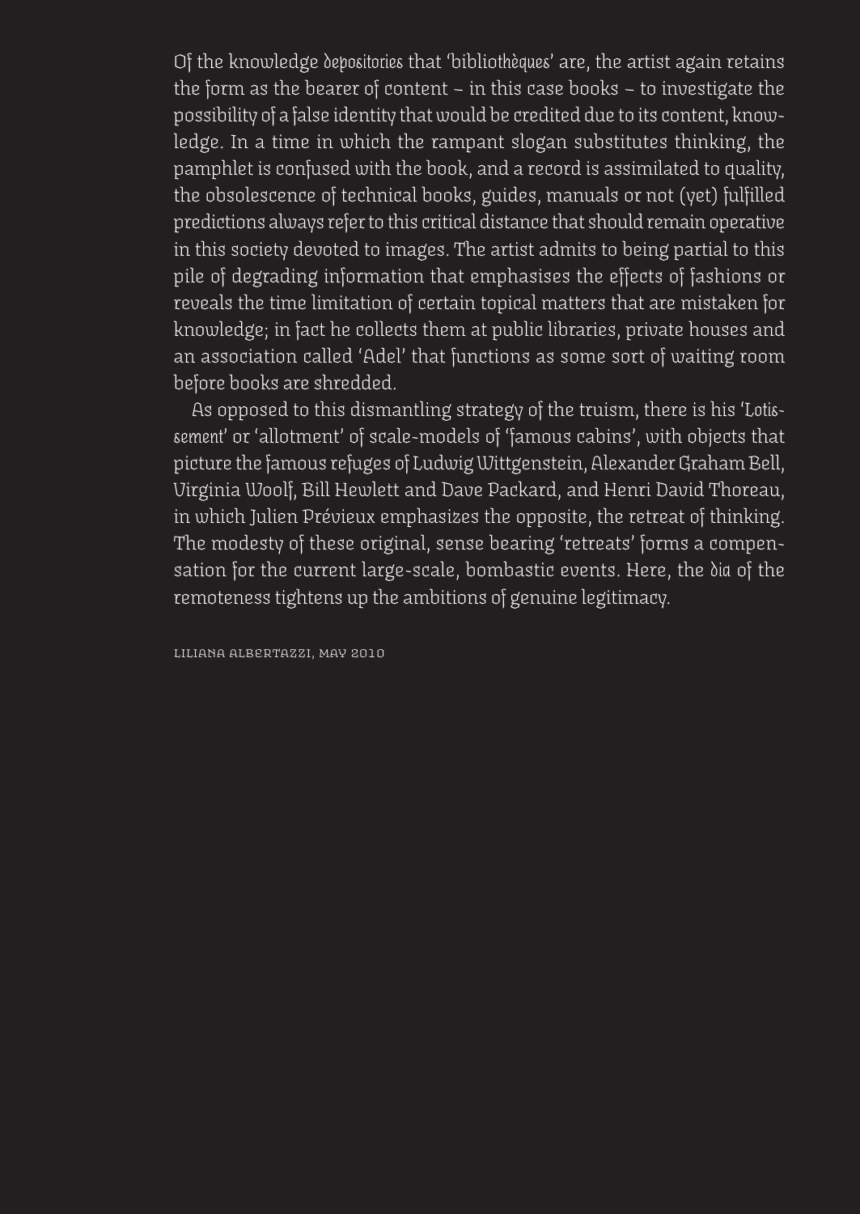Of the knowledge *depositories* that 'bibliothèques' are, the artist again retains the form as the bearer of content – in this case books – to investigate the possibility of a false identity that would be credited due to its content, knowledge. In a time in which the rampant slogan substitutes thinking, the pamphlet is confused with the book, and a record is assimilated to quality, the obsolescence of technical books, guides, manuals or not (yet) fulfilled predictions always refer to this critical distance that should remain operative in this society devoted to images. The artist admits to being partial to this pile of degrading information that emphasises the effects of fashions or reveals the time limitation of certain topical matters that are mistaken for knowledge; in fact he collects them at public libraries, private houses and an association called 'Adel' that functions as some sort of waiting room before books are shredded.

As opposed to this dismantling strategy of the truism, there is his '*Lotissement*' or 'allotment' of scale-models of 'famous cabins', with objects that picture the famous refuges of Ludwig Wittgenstein, Alexander Graham Bell, Virginia Woolf, Bill Hewlett and Dave Packard, and Henri David Thoreau, in which Julien Prévieux emphasizes the opposite, the retreat of thinking. The modesty of these original, sense bearing 'retreats' forms a compensation for the current large-scale, bombastic events. Here, the *dia* of the remoteness tightens up the ambitions of genuine legitimacy.

Liliana Albertazzi, May 2010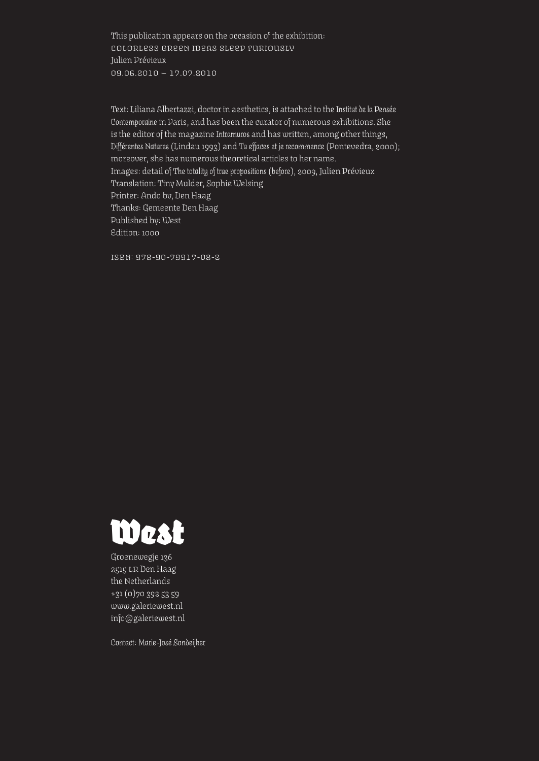This publication appears on the occasion of the exhibition:
COLORLESS GREEN IDEAS SLEEP FURIOUSLY
Julien Prévieux
09.06.2010 – 17.07.2010

Text: Liliana Albertazzi, doctor in aesthetics, is attached to the *Institut de la Pensée Contemporaine* in Paris, and has been the curator of numerous exhibitions. She is the editor of the magazine *Intramuros* and has written, among other things, *Différentes Natures* (Lindau 1993) and *Tu effaces et je recommence* (Pontevedra, 2000); moreover, she has numerous theoretical articles to her name.
Images: detail of *The totality of true propositions (before)*, 2009, Julien Prévieux
Translation: Tiny Mulder, Sophie Welsing
Printer: Ando bv, Den Haag
Thanks: Gemeente Den Haag
Published by: West
Edition: 1000

ISBN: 978-90-79917-08-2

**West**

Groenewegje 136
2515 LR Den Haag
the Netherlands
+31 (0)70 392 53 59
www.galeriewest.nl
info@galeriewest.nl

Contact: Marie-José Sondeijker